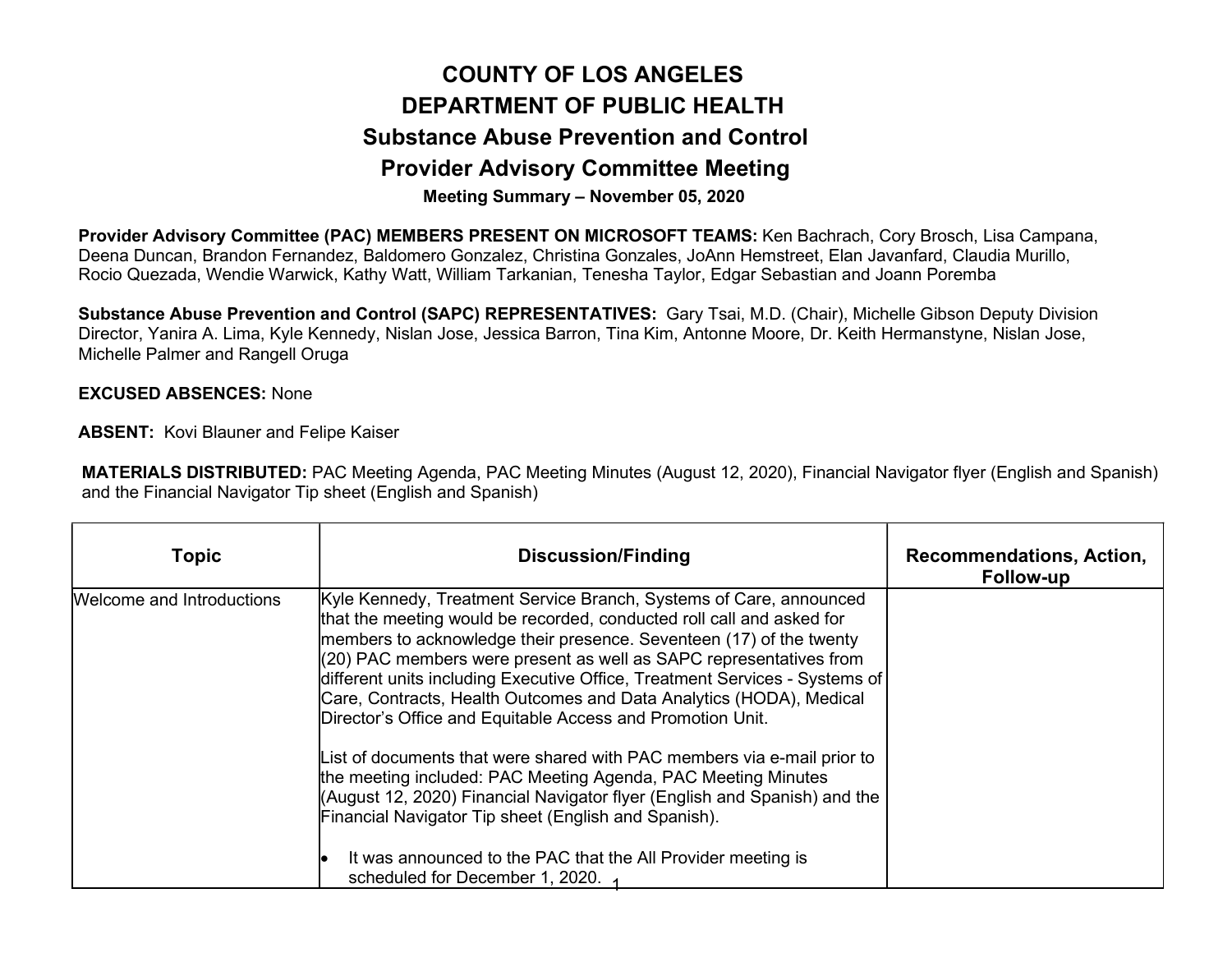# COUNTY OF LOS ANGELES
# DEPARTMENT OF PUBLIC HEALTH
## Substance Abuse Prevention and Control
## Provider Advisory Committee Meeting
### Meeting Summary – November 05, 2020

**Provider Advisory Committee (PAC) MEMBERS PRESENT ON MICROSOFT TEAMS:** Ken Bachrach, Cory Brosch, Lisa Campana, Deena Duncan, Brandon Fernandez, Baldomero Gonzalez, Christina Gonzales, JoAnn Hemstreet, Elan Javanfard, Claudia Murillo, Rocio Quezada, Wendie Warwick, Kathy Watt, William Tarkanian, Tenesha Taylor, Edgar Sebastian and Joann Poremba

**Substance Abuse Prevention and Control (SAPC) REPRESENTATIVES:** Gary Tsai, M.D. (Chair), Michelle Gibson Deputy Division Director, Yanira A. Lima, Kyle Kennedy, Nislan Jose, Jessica Barron, Tina Kim, Antonne Moore, Dr. Keith Hermanstyne, Nislan Jose, Michelle Palmer and Rangell Oruga

**EXCUSED ABSENCES:** None

**ABSENT:** Kovi Blauner and Felipe Kaiser

**MATERIALS DISTRIBUTED:** PAC Meeting Agenda, PAC Meeting Minutes (August 12, 2020), Financial Navigator flyer (English and Spanish) and the Financial Navigator Tip sheet (English and Spanish)

| Topic | Discussion/Finding | Recommendations, Action, Follow-up |
|---|---|---|
| Welcome and Introductions | Kyle Kennedy, Treatment Service Branch, Systems of Care, announced that the meeting would be recorded, conducted roll call and asked for members to acknowledge their presence. Seventeen (17) of the twenty (20) PAC members were present as well as SAPC representatives from different units including Executive Office, Treatment Services - Systems of Care, Contracts, Health Outcomes and Data Analytics (HODA), Medical Director's Office and Equitable Access and Promotion Unit.<br><br>List of documents that were shared with PAC members via e-mail prior to the meeting included: PAC Meeting Agenda, PAC Meeting Minutes (August 12, 2020) Financial Navigator flyer (English and Spanish) and the Financial Navigator Tip sheet (English and Spanish).<br><br>• It was announced to the PAC that the All Provider meeting is scheduled for December 1, 2020. | |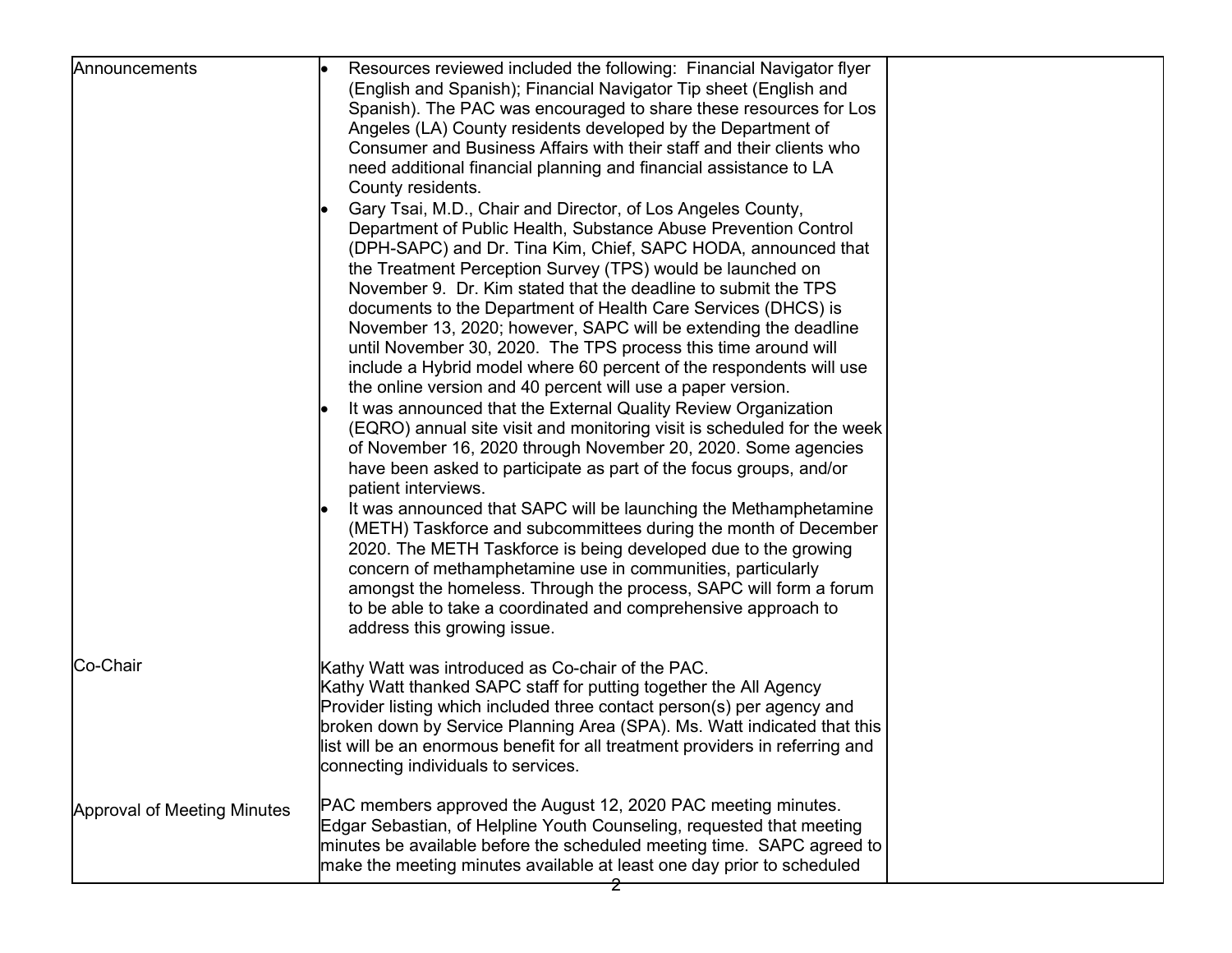| | | |
|---|---|---|
| Announcements | • Resources reviewed included the following: Financial Navigator flyer (English and Spanish); Financial Navigator Tip sheet (English and Spanish). The PAC was encouraged to share these resources for Los Angeles (LA) County residents developed by the Department of Consumer and Business Affairs with their staff and their clients who need additional financial planning and financial assistance to LA County residents.<br>• Gary Tsai, M.D., Chair and Director, of Los Angeles County, Department of Public Health, Substance Abuse Prevention Control (DPH-SAPC) and Dr. Tina Kim, Chief, SAPC HODA, announced that the Treatment Perception Survey (TPS) would be launched on November 9. Dr. Kim stated that the deadline to submit the TPS documents to the Department of Health Care Services (DHCS) is November 13, 2020; however, SAPC will be extending the deadline until November 30, 2020. The TPS process this time around will include a Hybrid model where 60 percent of the respondents will use the online version and 40 percent will use a paper version.<br>• It was announced that the External Quality Review Organization (EQRO) annual site visit and monitoring visit is scheduled for the week of November 16, 2020 through November 20, 2020. Some agencies have been asked to participate as part of the focus groups, and/or patient interviews.<br>• It was announced that SAPC will be launching the Methamphetamine (METH) Taskforce and subcommittees during the month of December 2020. The METH Taskforce is being developed due to the growing concern of methamphetamine use in communities, particularly amongst the homeless. Through the process, SAPC will form a forum to be able to take a coordinated and comprehensive approach to address this growing issue. | |
| Co-Chair | Kathy Watt was introduced as Co-chair of the PAC.<br>Kathy Watt thanked SAPC staff for putting together the All Agency Provider listing which included three contact person(s) per agency and broken down by Service Planning Area (SPA). Ms. Watt indicated that this list will be an enormous benefit for all treatment providers in referring and connecting individuals to services. | |
| Approval of Meeting Minutes | PAC members approved the August 12, 2020 PAC meeting minutes. Edgar Sebastian, of Helpline Youth Counseling, requested that meeting minutes be available before the scheduled meeting time. SAPC agreed to make the meeting minutes available at least one day prior to scheduled | |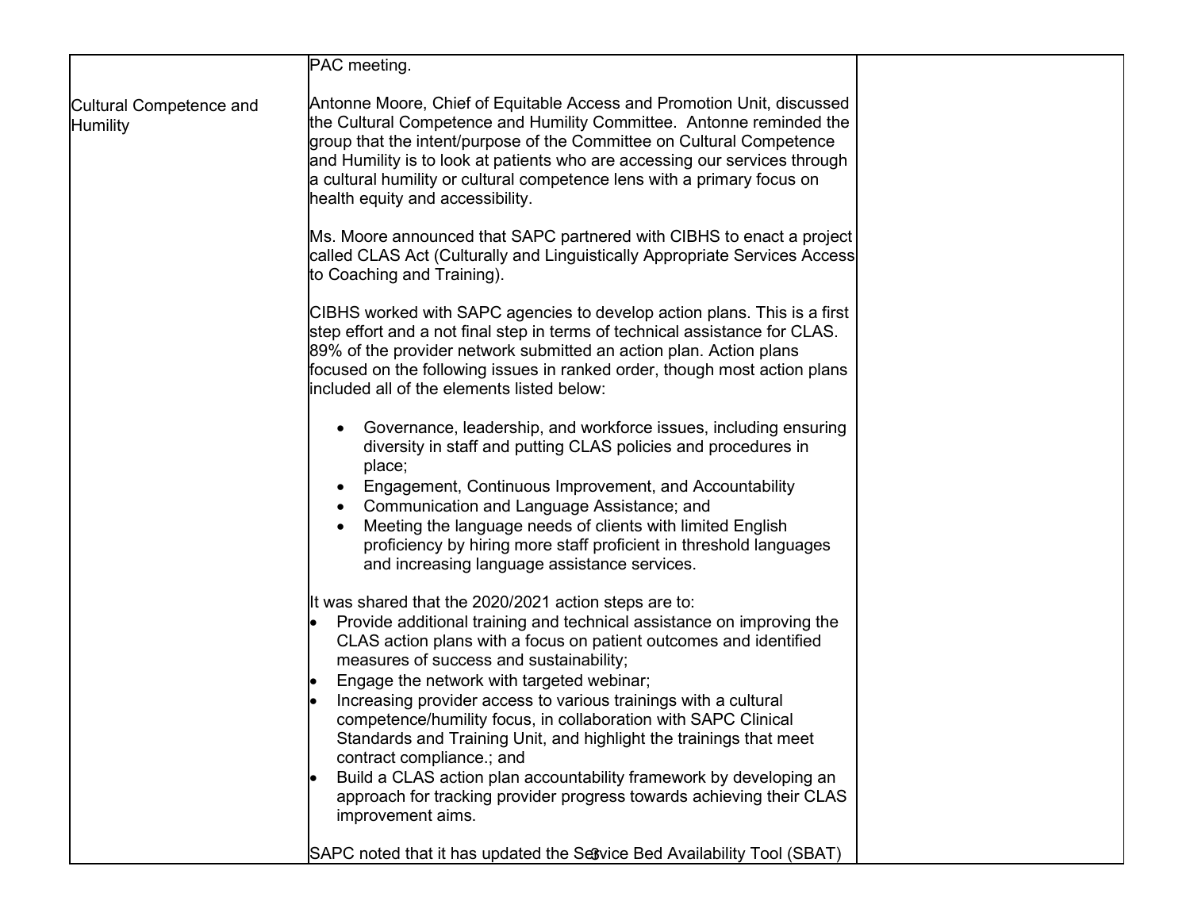| | | |
|---|---|---|
| | PAC meeting. | |
| Cultural Competence and Humility | Antonne Moore, Chief of Equitable Access and Promotion Unit, discussed the Cultural Competence and Humility Committee. Antonne reminded the group that the intent/purpose of the Committee on Cultural Competence and Humility is to look at patients who are accessing our services through a cultural humility or cultural competence lens with a primary focus on health equity and accessibility.<br><br>Ms. Moore announced that SAPC partnered with CIBHS to enact a project called CLAS Act (Culturally and Linguistically Appropriate Services Access to Coaching and Training).<br><br>CIBHS worked with SAPC agencies to develop action plans. This is a first step effort and a not final step in terms of technical assistance for CLAS. 89% of the provider network submitted an action plan. Action plans focused on the following issues in ranked order, though most action plans included all of the elements listed below:<br><br>• Governance, leadership, and workforce issues, including ensuring diversity in staff and putting CLAS policies and procedures in place;<br>• Engagement, Continuous Improvement, and Accountability<br>• Communication and Language Assistance; and<br>• Meeting the language needs of clients with limited English proficiency by hiring more staff proficient in threshold languages and increasing language assistance services.<br><br>It was shared that the 2020/2021 action steps are to:<br>• Provide additional training and technical assistance on improving the CLAS action plans with a focus on patient outcomes and identified measures of success and sustainability;<br>• Engage the network with targeted webinar;<br>• Increasing provider access to various trainings with a cultural competence/humility focus, in collaboration with SAPC Clinical Standards and Training Unit, and highlight the trainings that meet contract compliance.; and<br>• Build a CLAS action plan accountability framework by developing an approach for tracking provider progress towards achieving their CLAS improvement aims.<br><br>SAPC noted that it has updated the Service Bed Availability Tool (SBAT) | |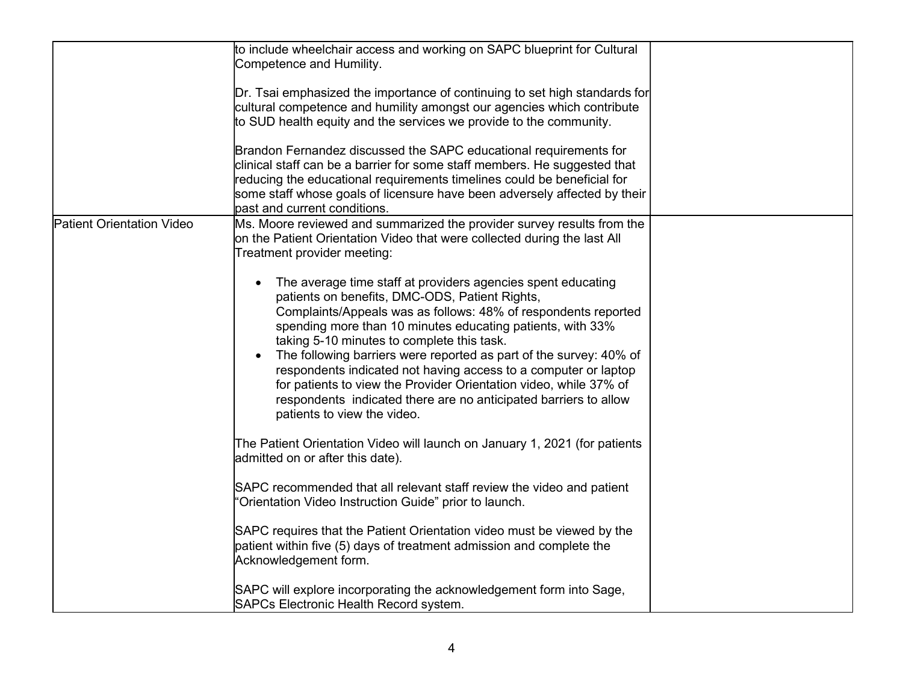| | | |
|---|---|---|
| | to include wheelchair access and working on SAPC blueprint for Cultural Competence and Humility.<br><br>Dr. Tsai emphasized the importance of continuing to set high standards for cultural competence and humility amongst our agencies which contribute to SUD health equity and the services we provide to the community.<br><br>Brandon Fernandez discussed the SAPC educational requirements for clinical staff can be a barrier for some staff members. He suggested that reducing the educational requirements timelines could be beneficial for some staff whose goals of licensure have been adversely affected by their past and current conditions. | |
| Patient Orientation Video | Ms. Moore reviewed and summarized the provider survey results from the on the Patient Orientation Video that were collected during the last All Treatment provider meeting:<br><br>• The average time staff at providers agencies spent educating patients on benefits, DMC-ODS, Patient Rights, Complaints/Appeals was as follows: 48% of respondents reported spending more than 10 minutes educating patients, with 33% taking 5-10 minutes to complete this task.<br>• The following barriers were reported as part of the survey: 40% of respondents indicated not having access to a computer or laptop for patients to view the Provider Orientation video, while 37% of respondents indicated there are no anticipated barriers to allow patients to view the video.<br><br>The Patient Orientation Video will launch on January 1, 2021 (for patients admitted on or after this date).<br><br>SAPC recommended that all relevant staff review the video and patient "Orientation Video Instruction Guide" prior to launch.<br><br>SAPC requires that the Patient Orientation video must be viewed by the patient within five (5) days of treatment admission and complete the Acknowledgement form.<br><br>SAPC will explore incorporating the acknowledgement form into Sage, SAPCs Electronic Health Record system. | |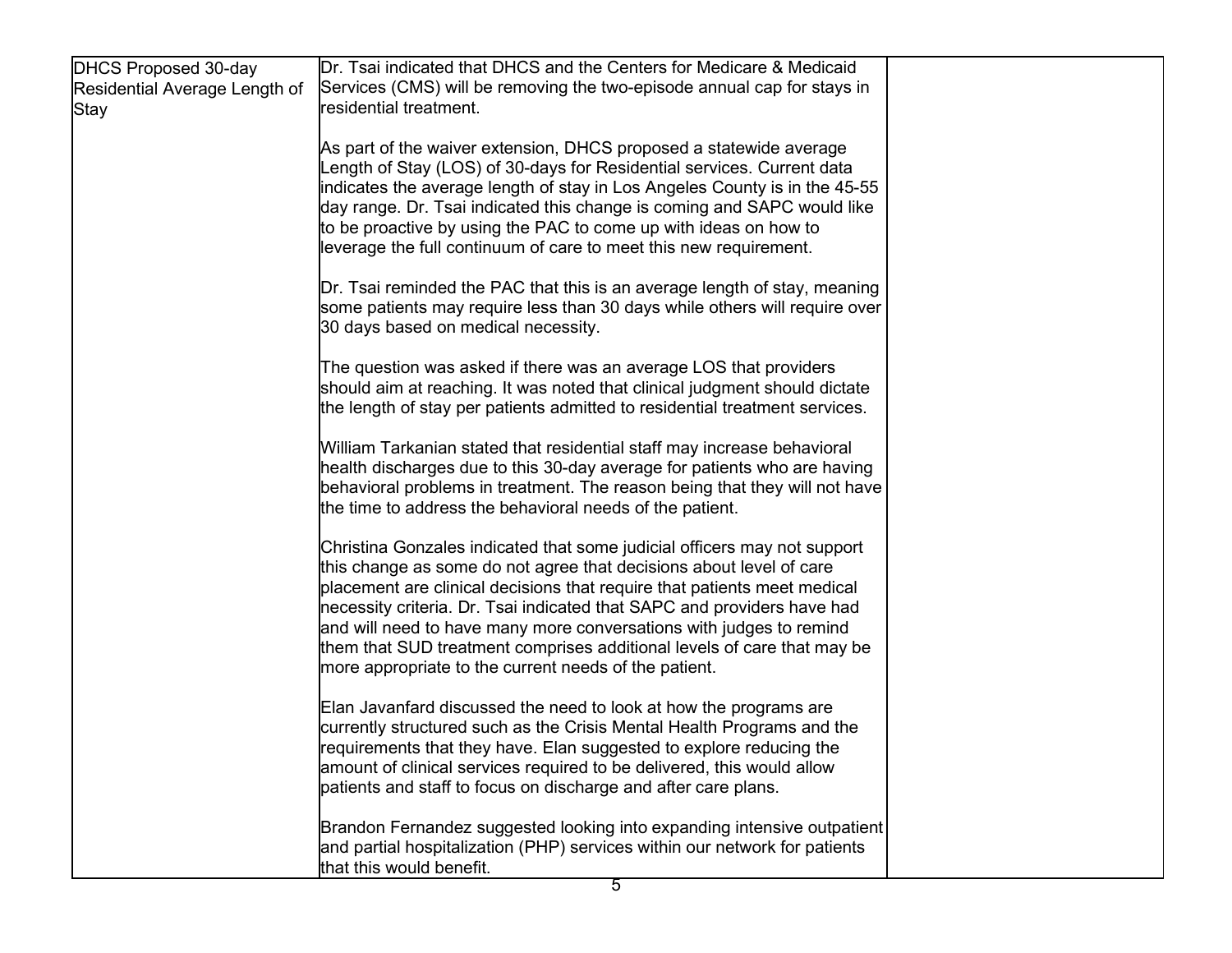| | | |
|---|---|---|
| DHCS Proposed 30-day Residential Average Length of Stay | Dr. Tsai indicated that DHCS and the Centers for Medicare & Medicaid Services (CMS) will be removing the two-episode annual cap for stays in residential treatment.<br><br>As part of the waiver extension, DHCS proposed a statewide average Length of Stay (LOS) of 30-days for Residential services. Current data indicates the average length of stay in Los Angeles County is in the 45-55 day range. Dr. Tsai indicated this change is coming and SAPC would like to be proactive by using the PAC to come up with ideas on how to leverage the full continuum of care to meet this new requirement.<br><br>Dr. Tsai reminded the PAC that this is an average length of stay, meaning some patients may require less than 30 days while others will require over 30 days based on medical necessity.<br><br>The question was asked if there was an average LOS that providers should aim at reaching. It was noted that clinical judgment should dictate the length of stay per patients admitted to residential treatment services.<br><br>William Tarkanian stated that residential staff may increase behavioral health discharges due to this 30-day average for patients who are having behavioral problems in treatment. The reason being that they will not have the time to address the behavioral needs of the patient.<br><br>Christina Gonzales indicated that some judicial officers may not support this change as some do not agree that decisions about level of care placement are clinical decisions that require that patients meet medical necessity criteria. Dr. Tsai indicated that SAPC and providers have had and will need to have many more conversations with judges to remind them that SUD treatment comprises additional levels of care that may be more appropriate to the current needs of the patient.<br><br>Elan Javanfard discussed the need to look at how the programs are currently structured such as the Crisis Mental Health Programs and the requirements that they have. Elan suggested to explore reducing the amount of clinical services required to be delivered, this would allow patients and staff to focus on discharge and after care plans.<br><br>Brandon Fernandez suggested looking into expanding intensive outpatient and partial hospitalization (PHP) services within our network for patients that this would benefit. | |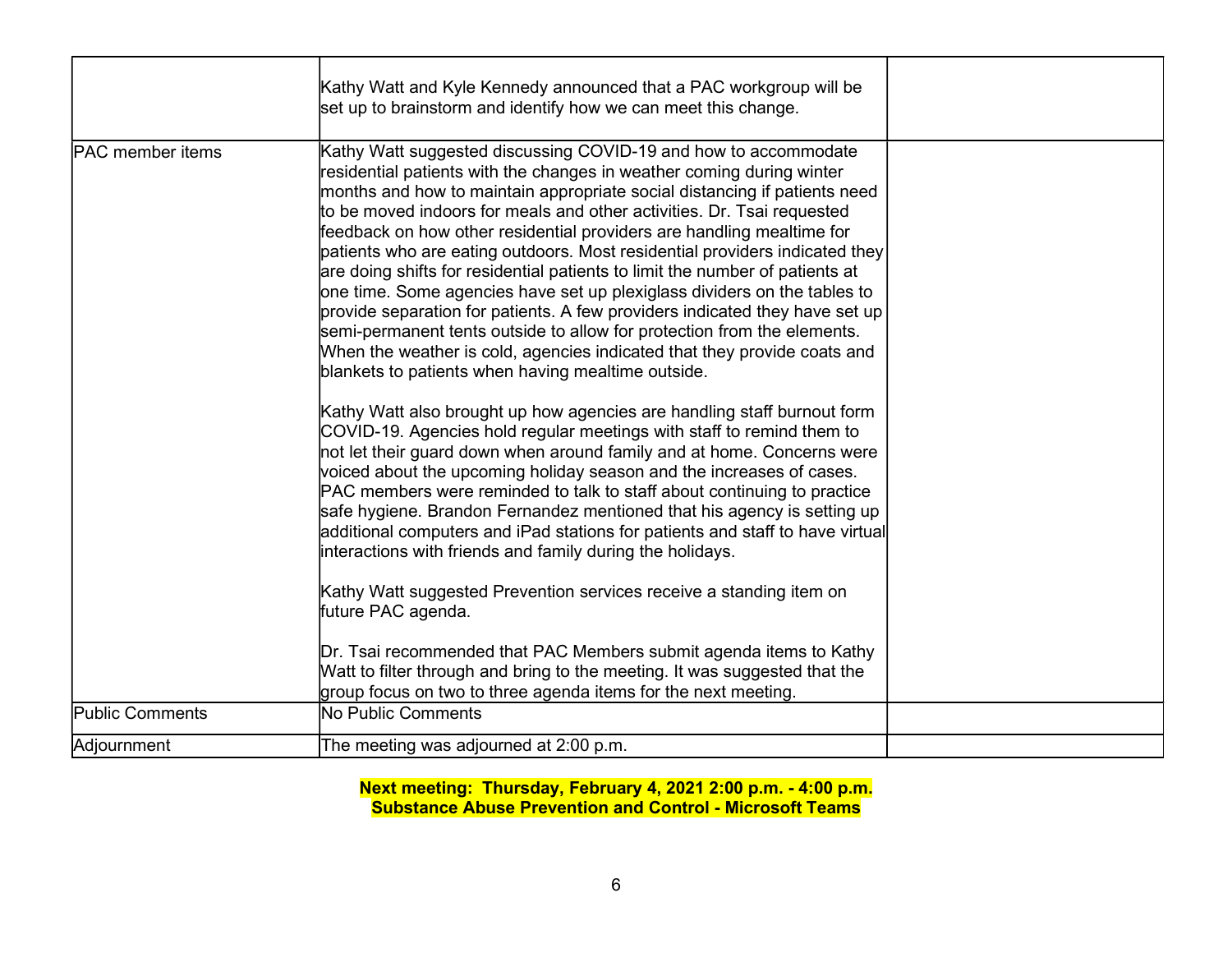| | | |
|---|---|---|
| | Kathy Watt and Kyle Kennedy announced that a PAC workgroup will be set up to brainstorm and identify how we can meet this change. | |
| PAC member items | Kathy Watt suggested discussing COVID-19 and how to accommodate residential patients with the changes in weather coming during winter months and how to maintain appropriate social distancing if patients need to be moved indoors for meals and other activities. Dr. Tsai requested feedback on how other residential providers are handling mealtime for patients who are eating outdoors. Most residential providers indicated they are doing shifts for residential patients to limit the number of patients at one time. Some agencies have set up plexiglass dividers on the tables to provide separation for patients. A few providers indicated they have set up semi-permanent tents outside to allow for protection from the elements. When the weather is cold, agencies indicated that they provide coats and blankets to patients when having mealtime outside.<br><br>Kathy Watt also brought up how agencies are handling staff burnout form COVID-19. Agencies hold regular meetings with staff to remind them to not let their guard down when around family and at home. Concerns were voiced about the upcoming holiday season and the increases of cases. PAC members were reminded to talk to staff about continuing to practice safe hygiene. Brandon Fernandez mentioned that his agency is setting up additional computers and iPad stations for patients and staff to have virtual interactions with friends and family during the holidays.<br><br>Kathy Watt suggested Prevention services receive a standing item on future PAC agenda.<br><br>Dr. Tsai recommended that PAC Members submit agenda items to Kathy Watt to filter through and bring to the meeting. It was suggested that the group focus on two to three agenda items for the next meeting. | |
| Public Comments | No Public Comments | |
| Adjournment | The meeting was adjourned at 2:00 p.m. | |

**Next meeting: Thursday, February 4, 2021 2:00 p.m. - 4:00 p.m.**
**Substance Abuse Prevention and Control - Microsoft Teams**